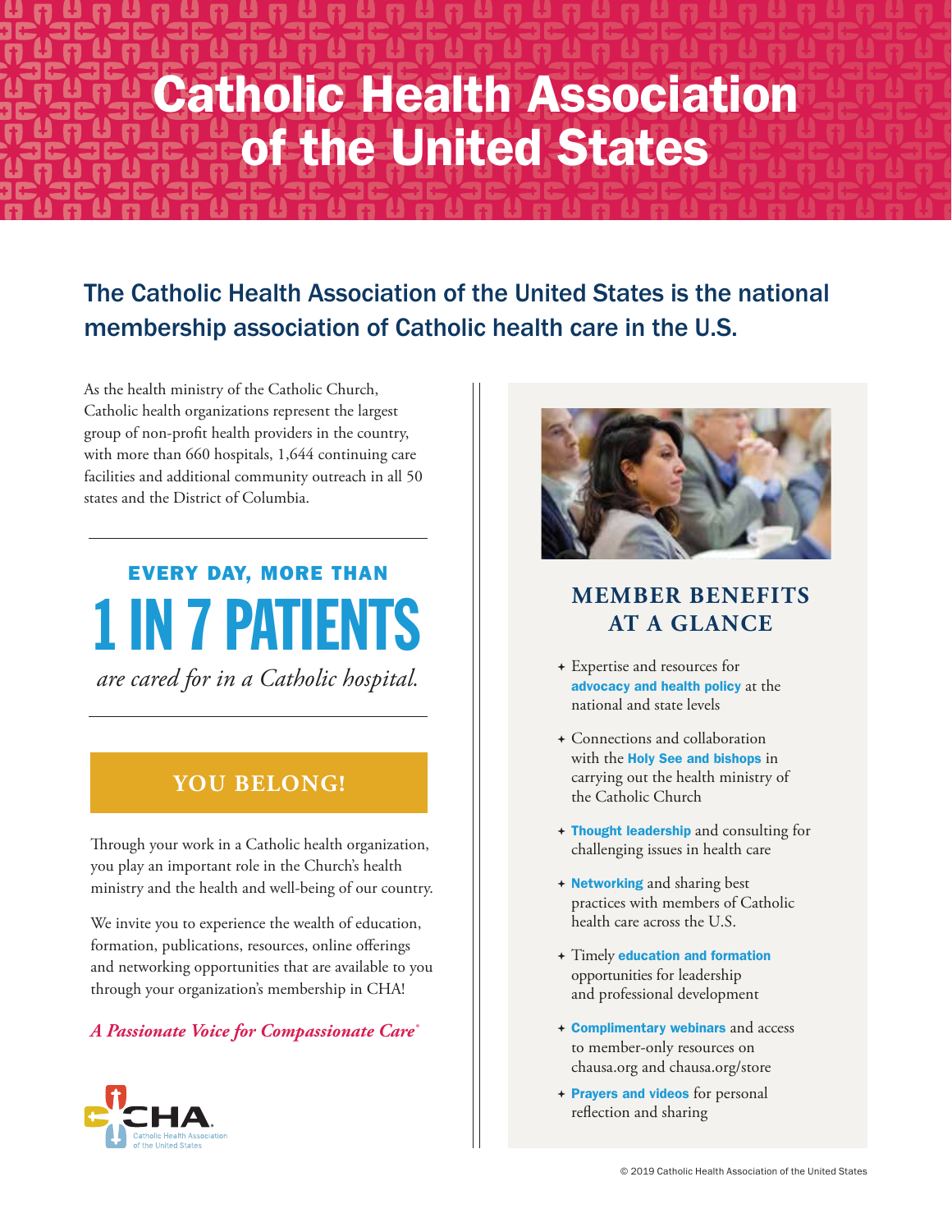# Catholic Health Association of the United States

## The Catholic Health Association of the United States is the national membership association of Catholic health care in the U.S.

As the health ministry of the Catholic Church, Catholic health organizations represent the largest group of non-profit health providers in the country, with more than 660 hospitals, 1,644 continuing care facilities and additional community outreach in all 50 states and the District of Columbia.

**EVERY DAY, MORE THAN**

**1 IN 7 PATIENTS**

*are cared for in a Catholic hospital.*

### YOU BELONG!

Through your work in a Catholic health organization, you play an important role in the Church's health ministry and the health and well-being of our country.

We invite you to experience the wealth of education, formation, publications, resources, online offerings and networking opportunities that are available to you through your organization's membership in CHA!

*A Passionate Voice for Compassionate Care®*

CHA Catholic Health Association of the United States

## MEMBER BENEFITS AT A GLANCE

- Expertise and resources for **advocacy and health policy** at the national and state levels
- Connections and collaboration with the **Holy See and bishops** in carrying out the health ministry of the Catholic Church
- **Thought leadership** and consulting for challenging issues in health care
- **Networking** and sharing best practices with members of Catholic health care across the U.S.
- Timely **education and formation** opportunities for leadership and professional development
- **Complimentary webinars** and access to member-only resources on chausa.org and chausa.org/store
- **Prayers and videos** for personal reflection and sharing

© 2019 Catholic Health Association of the United States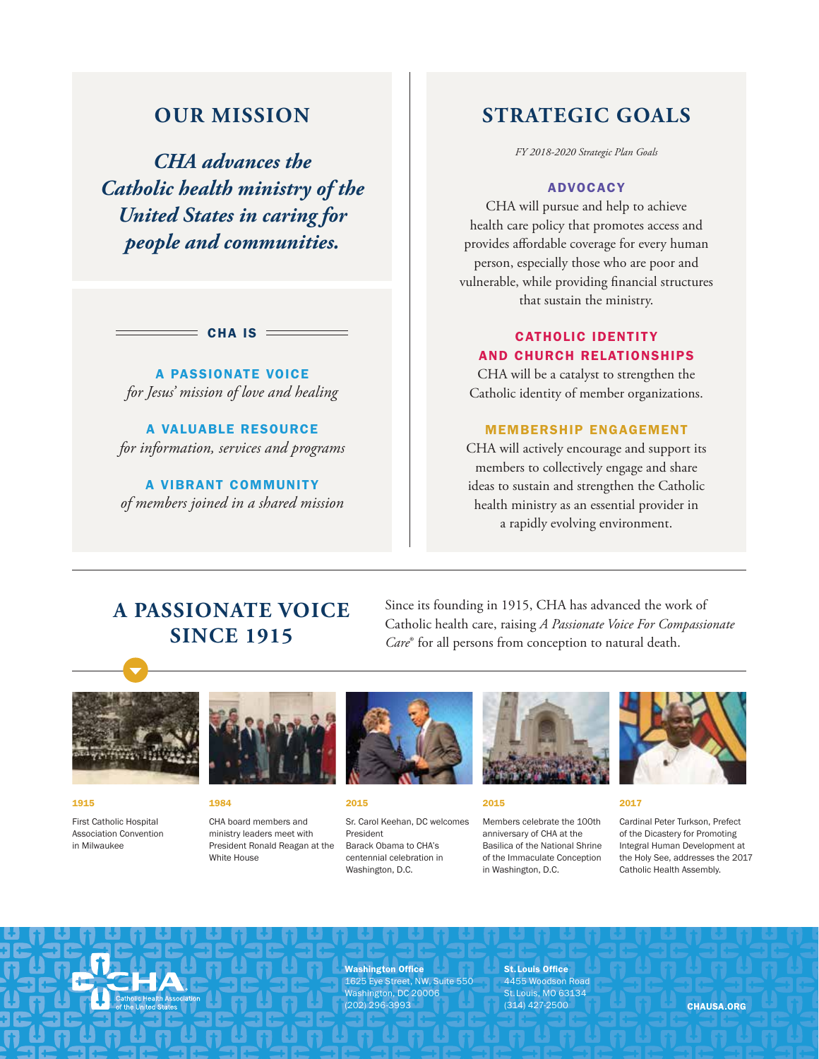## OUR MISSION

***CHA advances the Catholic health ministry of the United States in caring for people and communities.***

### CHA IS

**A PASSIONATE VOICE**
*for Jesus' mission of love and healing*

**A VALUABLE RESOURCE**
*for information, services and programs*

**A VIBRANT COMMUNITY**
*of members joined in a shared mission*

## STRATEGIC GOALS

*FY 2018-2020 Strategic Plan Goals*

**ADVOCACY**
CHA will pursue and help to achieve health care policy that promotes access and provides affordable coverage for every human person, especially those who are poor and vulnerable, while providing financial structures that sustain the ministry.

**CATHOLIC IDENTITY AND CHURCH RELATIONSHIPS**
CHA will be a catalyst to strengthen the Catholic identity of member organizations.

**MEMBERSHIP ENGAGEMENT**
CHA will actively encourage and support its members to collectively engage and share ideas to sustain and strengthen the Catholic health ministry as an essential provider in a rapidly evolving environment.

## A PASSIONATE VOICE SINCE 1915

Since its founding in 1915, CHA has advanced the work of Catholic health care, raising *A Passionate Voice For Compassionate Care*® for all persons from conception to natural death.

**1915**
First Catholic Hospital Association Convention in Milwaukee

**1984**
CHA board members and ministry leaders meet with President Ronald Reagan at the White House

**2015**
Sr. Carol Keehan, DC welcomes President Barack Obama to CHA's centennial celebration in Washington, D.C.

**2015**
Members celebrate the 100th anniversary of CHA at the Basilica of the National Shrine of the Immaculate Conception in Washington, D.C.

**2017**
Cardinal Peter Turkson, Prefect of the Dicastery for Promoting Integral Human Development at the Holy See, addresses the 2017 Catholic Health Assembly.

CHA Catholic Health Association of the United States

**Washington Office**
1625 Eye Street, NW, Suite 550
Washington, DC 20006
(202) 296-3993

**St. Louis Office**
4455 Woodson Road
St. Louis, MO 63134
(314) 427-2500

CHAUSA.ORG